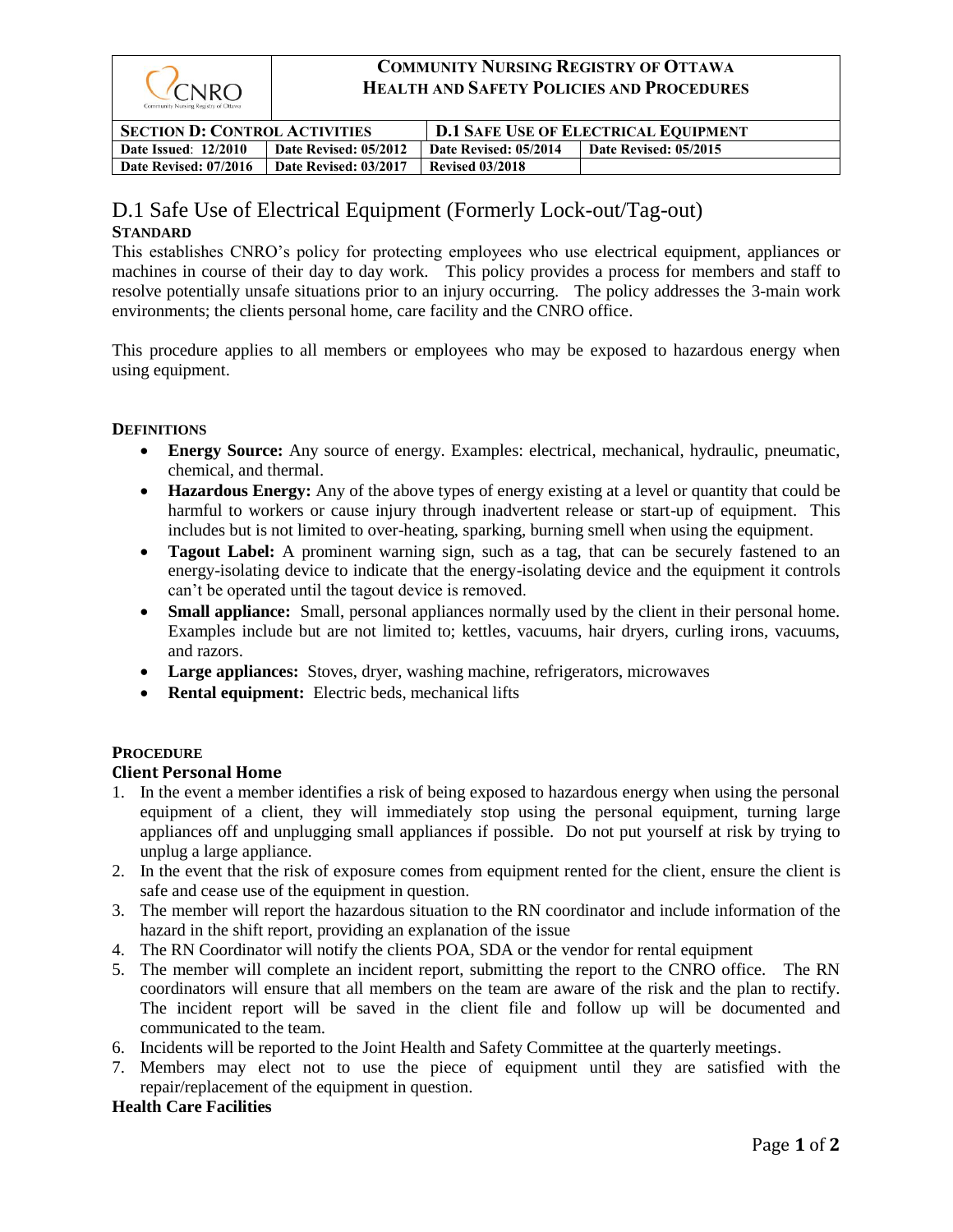| **Community Nursing Registry of Ottawa Health and Safety Policies and Procedures** | | | |
|---|---|---|---|
| **Section D: Control Activities** | | **D.1 Safe Use of Electrical Equipment** | |
| **Date Issued: 12/2010** | **Date Revised: 05/2012** | **Date Revised: 05/2014** | **Date Revised: 05/2015** |
| **Date Revised: 07/2016** | **Date Revised: 03/2017** | **Revised 03/2018** | |

# D.1 Safe Use of Electrical Equipment (Formerly Lock-out/Tag-out)

## STANDARD

This establishes CNRO's policy for protecting employees who use electrical equipment, appliances or machines in course of their day to day work. This policy provides a process for members and staff to resolve potentially unsafe situations prior to an injury occurring. The policy addresses the 3-main work environments; the clients personal home, care facility and the CNRO office.

This procedure applies to all members or employees who may be exposed to hazardous energy when using equipment.

## DEFINITIONS

- **Energy Source:** Any source of energy. Examples: electrical, mechanical, hydraulic, pneumatic, chemical, and thermal.
- **Hazardous Energy:** Any of the above types of energy existing at a level or quantity that could be harmful to workers or cause injury through inadvertent release or start-up of equipment. This includes but is not limited to over-heating, sparking, burning smell when using the equipment.
- **Tagout Label:** A prominent warning sign, such as a tag, that can be securely fastened to an energy-isolating device to indicate that the energy-isolating device and the equipment it controls can't be operated until the tagout device is removed.
- **Small appliance:** Small, personal appliances normally used by the client in their personal home. Examples include but are not limited to; kettles, vacuums, hair dryers, curling irons, vacuums, and razors.
- **Large appliances:** Stoves, dryer, washing machine, refrigerators, microwaves
- **Rental equipment:** Electric beds, mechanical lifts

## PROCEDURE

### Client Personal Home

1. In the event a member identifies a risk of being exposed to hazardous energy when using the personal equipment of a client, they will immediately stop using the personal equipment, turning large appliances off and unplugging small appliances if possible. Do not put yourself at risk by trying to unplug a large appliance.
2. In the event that the risk of exposure comes from equipment rented for the client, ensure the client is safe and cease use of the equipment in question.
3. The member will report the hazardous situation to the RN coordinator and include information of the hazard in the shift report, providing an explanation of the issue
4. The RN Coordinator will notify the clients POA, SDA or the vendor for rental equipment
5. The member will complete an incident report, submitting the report to the CNRO office. The RN coordinators will ensure that all members on the team are aware of the risk and the plan to rectify. The incident report will be saved in the client file and follow up will be documented and communicated to the team.
6. Incidents will be reported to the Joint Health and Safety Committee at the quarterly meetings.
7. Members may elect not to use the piece of equipment until they are satisfied with the repair/replacement of the equipment in question.

### Health Care Facilities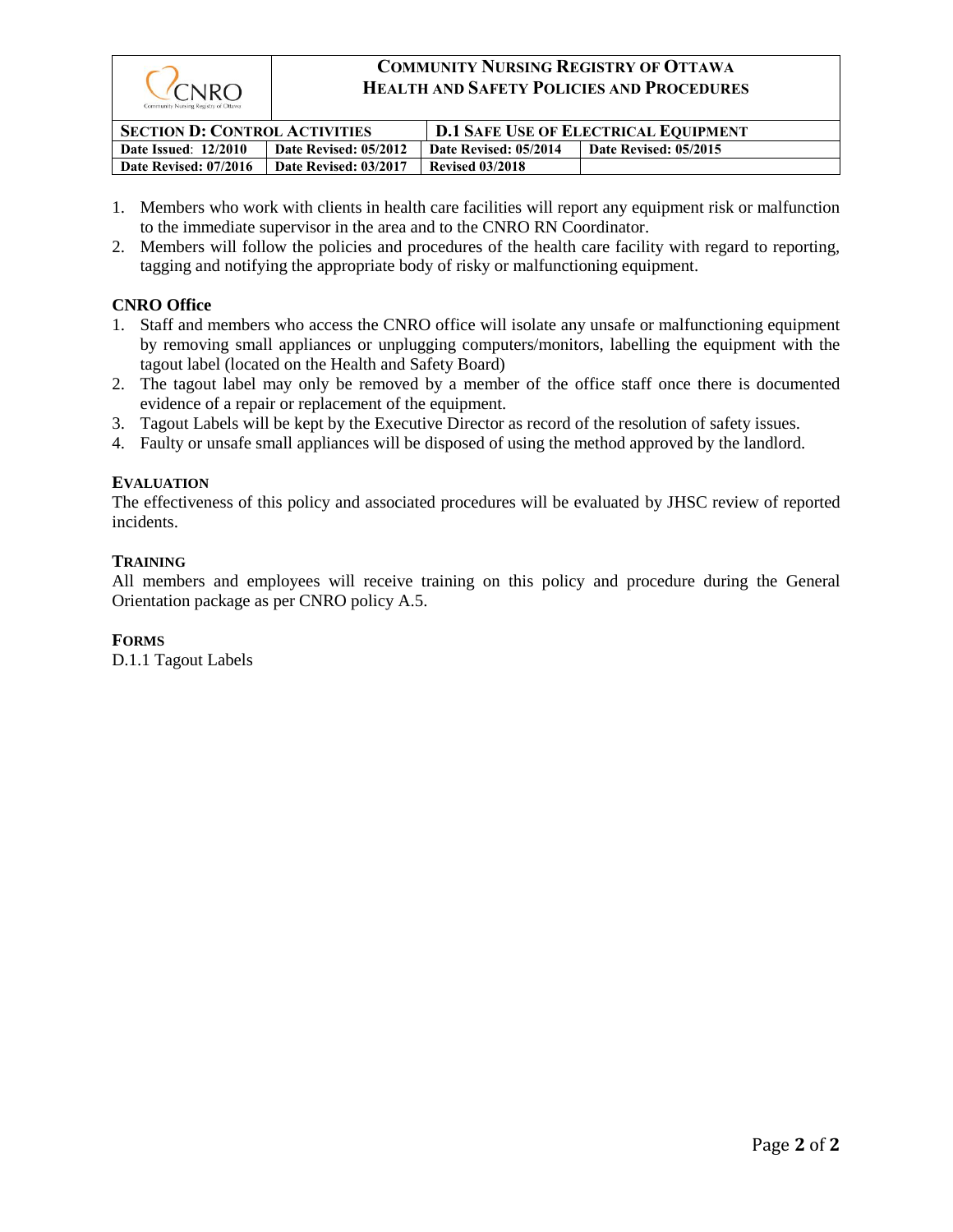| COMMUNITY NURSING REGISTRY OF OTTAWA HEALTH AND SAFETY POLICIES AND PROCEDURES | | | |
|---|---|---|---|
| **SECTION D: CONTROL ACTIVITIES** | | **D.1 SAFE USE OF ELECTRICAL EQUIPMENT** | |
| **Date Issued: 12/2010** | **Date Revised: 05/2012** | **Date Revised: 05/2014** | **Date Revised: 05/2015** |
| **Date Revised: 07/2016** | **Date Revised: 03/2017** | **Revised 03/2018** | |

1. Members who work with clients in health care facilities will report any equipment risk or malfunction to the immediate supervisor in the area and to the CNRO RN Coordinator.
2. Members will follow the policies and procedures of the health care facility with regard to reporting, tagging and notifying the appropriate body of risky or malfunctioning equipment.

### CNRO Office

1. Staff and members who access the CNRO office will isolate any unsafe or malfunctioning equipment by removing small appliances or unplugging computers/monitors, labelling the equipment with the tagout label (located on the Health and Safety Board)
2. The tagout label may only be removed by a member of the office staff once there is documented evidence of a repair or replacement of the equipment.
3. Tagout Labels will be kept by the Executive Director as record of the resolution of safety issues.
4. Faulty or unsafe small appliances will be disposed of using the method approved by the landlord.

### EVALUATION

The effectiveness of this policy and associated procedures will be evaluated by JHSC review of reported incidents.

### TRAINING

All members and employees will receive training on this policy and procedure during the General Orientation package as per CNRO policy A.5.

### FORMS

D.1.1 Tagout Labels